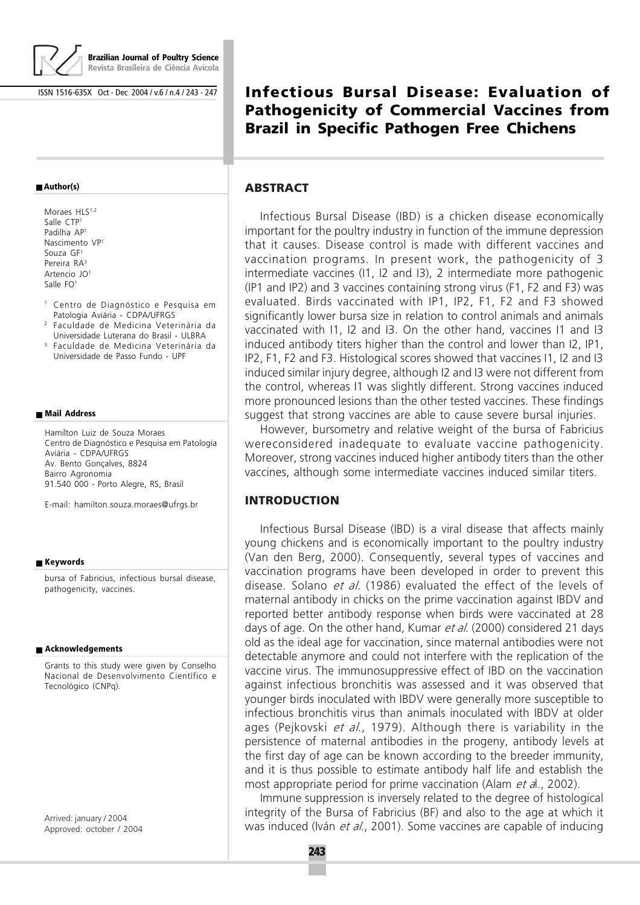# Infectious Bursal Disease: Evaluation of Pathogenicity of Commercial Vaccines from Brazil in Specific Pathogen Free Chichens

**Author(s)**

Moraes HLS[1,2]
Salle CTP[1]
Padilha AP[1]
Nascimento VP[1]
Souza GF[1]
Pereira RA[3]
Artencio JO[1]
Salle FO[1]

[1] Centro de Diagnóstico e Pesquisa em Patologia Aviária - CDPA/UFRGS
[2] Faculdade de Medicina Veterinária da Universidade Luterana do Brasil - ULBRA
[3] Faculdade de Medicina Veterinária da Universidade de Passo Fundo - UPF

**Mail Address**

Hamilton Luiz de Souza Moraes
Centro de Diagnóstico e Pesquisa em Patologia Aviária - CDPA/UFRGS
Av. Bento Gonçalves, 8824
Bairro Agronomia
91.540 000 - Porto Alegre, RS, Brasil

E-mail: hamilton.souza.moraes@ufrgs.br

**Keywords**

bursa of Fabricius, infectious bursal disease, pathogenicity, vaccines.

**Acknowledgements**

Grants to this study were given by Conselho Nacional de Desenvolvimento Científico e Tecnológico (CNPq).

Arrived: january / 2004
Approved: october / 2004

## ABSTRACT

Infectious Bursal Disease (IBD) is a chicken disease economically important for the poultry industry in function of the immune depression that it causes. Disease control is made with different vaccines and vaccination programs. In present work, the pathogenicity of 3 intermediate vaccines (I1, I2 and I3), 2 intermediate more pathogenic (IP1 and IP2) and 3 vaccines containing strong virus (F1, F2 and F3) was evaluated. Birds vaccinated with IP1, IP2, F1, F2 and F3 showed significantly lower bursa size in relation to control animals and animals vaccinated with I1, I2 and I3. On the other hand, vaccines I1 and I3 induced antibody titers higher than the control and lower than I2, IP1, IP2, F1, F2 and F3. Histological scores showed that vaccines I1, I2 and I3 induced similar injury degree, although I2 and I3 were not different from the control, whereas I1 was slightly different. Strong vaccines induced more pronounced lesions than the other tested vaccines. These findings suggest that strong vaccines are able to cause severe bursal injuries.

However, bursometry and relative weight of the bursa of Fabricius wereconsidered inadequate to evaluate vaccine pathogenicity. Moreover, strong vaccines induced higher antibody titers than the other vaccines, although some intermediate vaccines induced similar titers.

## INTRODUCTION

Infectious Bursal Disease (IBD) is a viral disease that affects mainly young chickens and is economically important to the poultry industry (Van den Berg, 2000). Consequently, several types of vaccines and vaccination programs have been developed in order to prevent this disease. Solano *et al.* (1986) evaluated the effect of the levels of maternal antibody in chicks on the prime vaccination against IBDV and reported better antibody response when birds were vaccinated at 28 days of age. On the other hand, Kumar *et al.* (2000) considered 21 days old as the ideal age for vaccination, since maternal antibodies were not detectable anymore and could not interfere with the replication of the vaccine virus. The immunosuppressive effect of IBD on the vaccination against infectious bronchitis was assessed and it was observed that younger birds inoculated with IBDV were generally more susceptible to infectious bronchitis virus than animals inoculated with IBDV at older ages (Pejkovski *et al.*, 1979). Although there is variability in the persistence of maternal antibodies in the progeny, antibody levels at the first day of age can be known according to the breeder immunity, and it is thus possible to estimate antibody half life and establish the most appropriate period for prime vaccination (Alam *et a*l., 2002).

Immune suppression is inversely related to the degree of histological integrity of the Bursa of Fabricius (BF) and also to the age at which it was induced (Iván *et al.*, 2001). Some vaccines are capable of inducing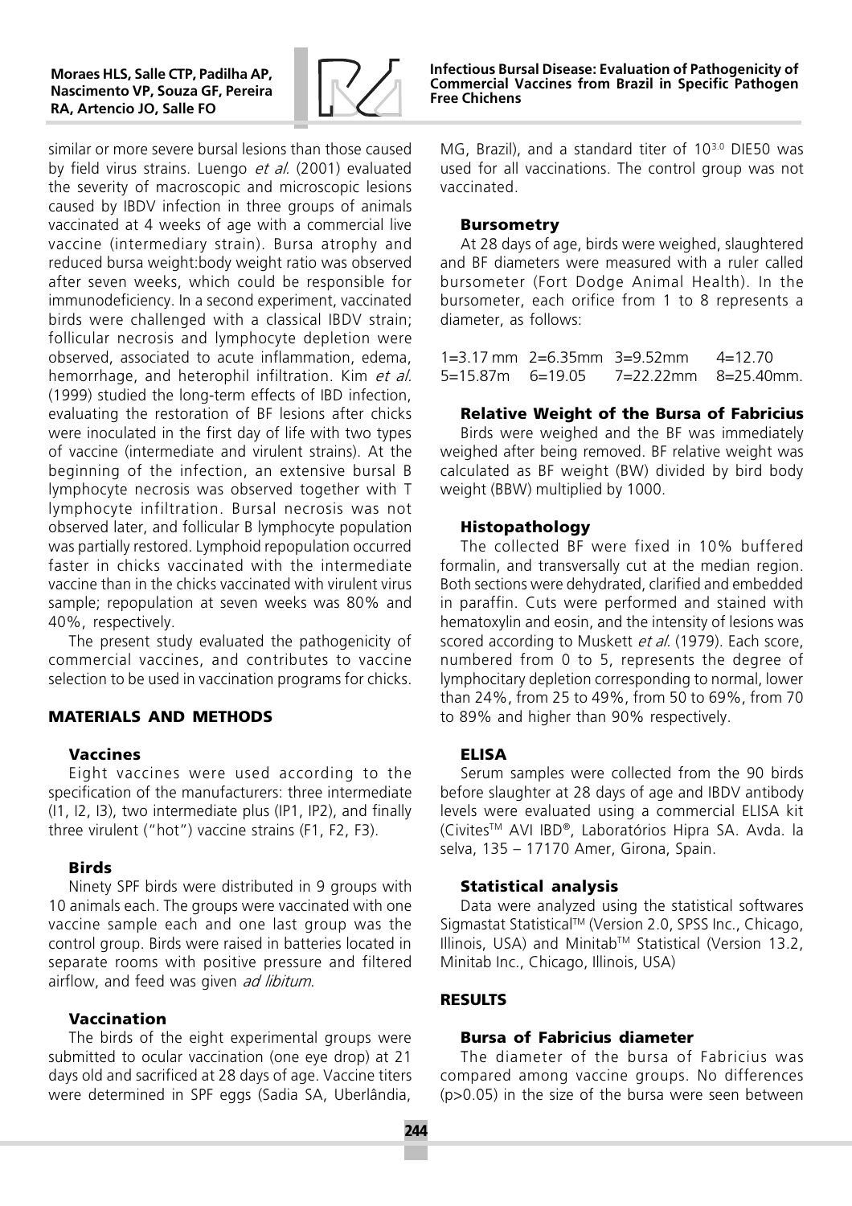similar or more severe bursal lesions than those caused by field virus strains. Luengo *et al.* (2001) evaluated the severity of macroscopic and microscopic lesions caused by IBDV infection in three groups of animals vaccinated at 4 weeks of age with a commercial live vaccine (intermediary strain). Bursa atrophy and reduced bursa weight:body weight ratio was observed after seven weeks, which could be responsible for immunodeficiency. In a second experiment, vaccinated birds were challenged with a classical IBDV strain; follicular necrosis and lymphocyte depletion were observed, associated to acute inflammation, edema, hemorrhage, and heterophil infiltration. Kim *et al.* (1999) studied the long-term effects of IBD infection, evaluating the restoration of BF lesions after chicks were inoculated in the first day of life with two types of vaccine (intermediate and virulent strains). At the beginning of the infection, an extensive bursal B lymphocyte necrosis was observed together with T lymphocyte infiltration. Bursal necrosis was not observed later, and follicular B lymphocyte population was partially restored. Lymphoid repopulation occurred faster in chicks vaccinated with the intermediate vaccine than in the chicks vaccinated with virulent virus sample; repopulation at seven weeks was 80% and 40%, respectively.

The present study evaluated the pathogenicity of commercial vaccines, and contributes to vaccine selection to be used in vaccination programs for chicks.

## MATERIALS AND METHODS

### Vaccines

Eight vaccines were used according to the specification of the manufacturers: three intermediate (I1, I2, I3), two intermediate plus (IP1, IP2), and finally three virulent ("hot") vaccine strains (F1, F2, F3).

### Birds

Ninety SPF birds were distributed in 9 groups with 10 animals each. The groups were vaccinated with one vaccine sample each and one last group was the control group. Birds were raised in batteries located in separate rooms with positive pressure and filtered airflow, and feed was given *ad libitum*.

### Vaccination

The birds of the eight experimental groups were submitted to ocular vaccination (one eye drop) at 21 days old and sacrificed at 28 days of age. Vaccine titers were determined in SPF eggs (Sadia SA, Uberlândia, MG, Brazil), and a standard titer of $10^{3.0}$ DIE50 was used for all vaccinations. The control group was not vaccinated.

### Bursometry

At 28 days of age, birds were weighed, slaughtered and BF diameters were measured with a ruler called bursometer (Fort Dodge Animal Health). In the bursometer, each orifice from 1 to 8 represents a diameter, as follows:

1=3.17 mm 2=6.35mm 3=9.52mm 4=12.70
5=15.87m 6=19.05 7=22.22mm 8=25.40mm.

### Relative Weight of the Bursa of Fabricius

Birds were weighed and the BF was immediately weighed after being removed. BF relative weight was calculated as BF weight (BW) divided by bird body weight (BBW) multiplied by 1000.

### Histopathology

The collected BF were fixed in 10% buffered formalin, and transversally cut at the median region. Both sections were dehydrated, clarified and embedded in paraffin. Cuts were performed and stained with hematoxylin and eosin, and the intensity of lesions was scored according to Muskett *et al.* (1979). Each score, numbered from 0 to 5, represents the degree of lymphocitary depletion corresponding to normal, lower than 24%, from 25 to 49%, from 50 to 69%, from 70 to 89% and higher than 90% respectively.

### ELISA

Serum samples were collected from the 90 birds before slaughter at 28 days of age and IBDV antibody levels were evaluated using a commercial ELISA kit (Civites™ AVI IBD®, Laboratórios Hipra SA. Avda. la selva, 135 – 17170 Amer, Girona, Spain.

### Statistical analysis

Data were analyzed using the statistical softwares Sigmastat Statistical™ (Version 2.0, SPSS Inc., Chicago, Illinois, USA) and Minitab™ Statistical (Version 13.2, Minitab Inc., Chicago, Illinois, USA)

## RESULTS

### Bursa of Fabricius diameter

The diameter of the bursa of Fabricius was compared among vaccine groups. No differences ($p>0.05$) in the size of the bursa were seen between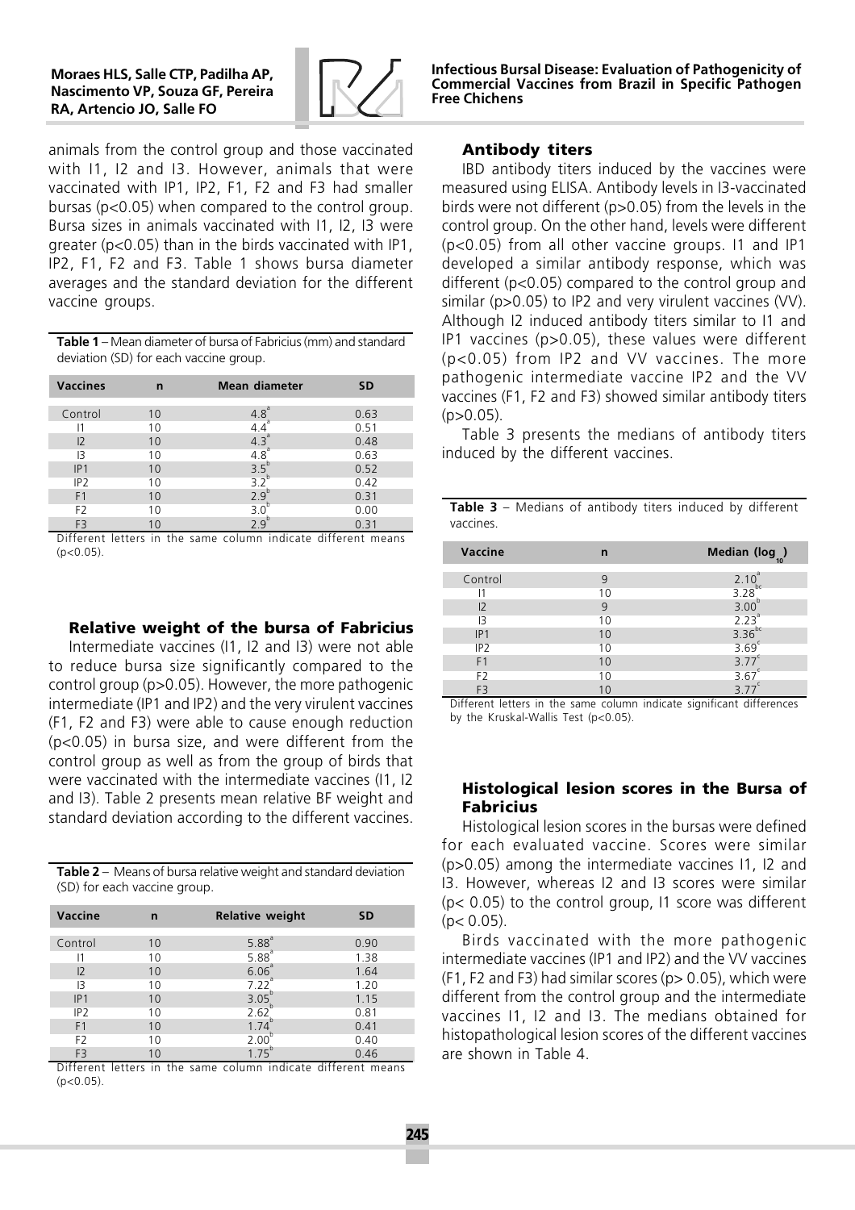animals from the control group and those vaccinated with I1, I2 and I3. However, animals that were vaccinated with IP1, IP2, F1, F2 and F3 had smaller bursas ($p<0.05$) when compared to the control group. Bursa sizes in animals vaccinated with I1, I2, I3 were greater ($p<0.05$) than in the birds vaccinated with IP1, IP2, F1, F2 and F3. Table 1 shows bursa diameter averages and the standard deviation for the different vaccine groups.

**Table 1** – Mean diameter of bursa of Fabricius (mm) and standard deviation (SD) for each vaccine group.

| Vaccines | n | Mean diameter | SD |
|---|---|---|---|
| Control | 10 | 4.8[a] | 0.63 |
| I1 | 10 | 4.4[a] | 0.51 |
| I2 | 10 | 4.3[a] | 0.48 |
| I3 | 10 | 4.8[a] | 0.63 |
| IP1 | 10 | 3.5[b] | 0.52 |
| IP2 | 10 | 3.2[b] | 0.42 |
| F1 | 10 | 2.9[b] | 0.31 |
| F2 | 10 | 3.0[b] | 0.00 |
| F3 | 10 | 2.9[b] | 0.31 |

Different letters in the same column indicate different means ($p<0.05$).

### Relative weight of the bursa of Fabricius

Intermediate vaccines (I1, I2 and I3) were not able to reduce bursa size significantly compared to the control group ($p>0.05$). However, the more pathogenic intermediate (IP1 and IP2) and the very virulent vaccines (F1, F2 and F3) were able to cause enough reduction ($p<0.05$) in bursa size, and were different from the control group as well as from the group of birds that were vaccinated with the intermediate vaccines (I1, I2 and I3). Table 2 presents mean relative BF weight and standard deviation according to the different vaccines.

**Table 2** – Means of bursa relative weight and standard deviation (SD) for each vaccine group.

| Vaccine | n | Relative weight | SD |
|---|---|---|---|
| Control | 10 | 5.88[a] | 0.90 |
| I1 | 10 | 5.88[a] | 1.38 |
| I2 | 10 | 6.06[a] | 1.64 |
| I3 | 10 | 7.22[a] | 1.20 |
| IP1 | 10 | 3.05[b] | 1.15 |
| IP2 | 10 | 2.62[b] | 0.81 |
| F1 | 10 | 1.74[b] | 0.41 |
| F2 | 10 | 2.00[b] | 0.40 |
| F3 | 10 | 1.75[b] | 0.46 |

Different letters in the same column indicate different means ($p<0.05$).

### Antibody titers

IBD antibody titers induced by the vaccines were measured using ELISA. Antibody levels in I3-vaccinated birds were not different ($p>0.05$) from the levels in the control group. On the other hand, levels were different ($p<0.05$) from all other vaccine groups. I1 and IP1 developed a similar antibody response, which was different ($p<0.05$) compared to the control group and similar ($p>0.05$) to IP2 and very virulent vaccines (VV). Although I2 induced antibody titers similar to I1 and IP1 vaccines ($p>0.05$), these values were different ($p<0.05$) from IP2 and VV vaccines. The more pathogenic intermediate vaccine IP2 and the VV vaccines (F1, F2 and F3) showed similar antibody titers ($p>0.05$).

Table 3 presents the medians of antibody titers induced by the different vaccines.

**Table 3** – Medians of antibody titers induced by different vaccines.

| Vaccine | n | Median ($\log_{10}$) |
|---|---|---|
| Control | 9 | 2.10[a] |
| I1 | 10 | 3.28[bc] |
| I2 | 9 | 3.00[b] |
| I3 | 10 | 2.23[a] |
| IP1 | 10 | 3.36[bc] |
| IP2 | 10 | 3.69[c] |
| F1 | 10 | 3.77[c] |
| F2 | 10 | 3.67[c] |
| F3 | 10 | 3.77[c] |

Different letters in the same column indicate significant differences by the Kruskal-Wallis Test ($p<0.05$).

### Histological lesion scores in the Bursa of Fabricius

Histological lesion scores in the bursas were defined for each evaluated vaccine. Scores were similar ($p>0.05$) among the intermediate vaccines I1, I2 and I3. However, whereas I2 and I3 scores were similar ($p< 0.05$) to the control group, I1 score was different ($p< 0.05$).

Birds vaccinated with the more pathogenic intermediate vaccines (IP1 and IP2) and the VV vaccines (F1, F2 and F3) had similar scores ($p> 0.05$), which were different from the control group and the intermediate vaccines I1, I2 and I3. The medians obtained for histopathological lesion scores of the different vaccines are shown in Table 4.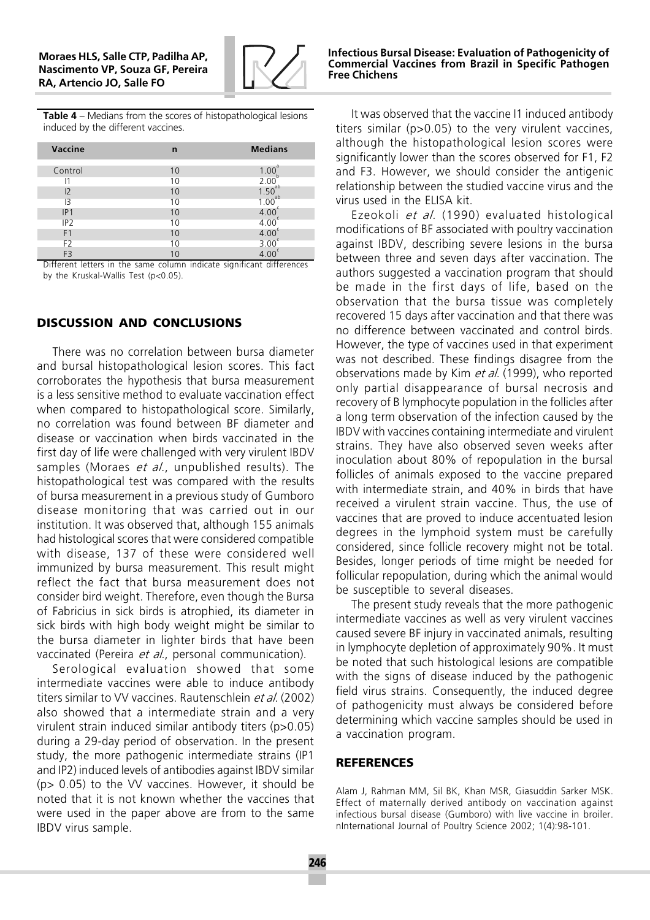**Table 4** – Medians from the scores of histopathological lesions induced by the different vaccines.

| Vaccine | n | Medians |
|---|---|---|
| Control | 10 | 1.00[a] |
| I1 | 10 | 2.00[b] |
| I2 | 10 | 1.50[ab] |
| I3 | 10 | 1.00[ab] |
| IP1 | 10 | 4.00[c] |
| IP2 | 10 | 4.00[c] |
| F1 | 10 | 4.00[c] |
| F2 | 10 | 3.00[c] |
| F3 | 10 | 4.00[c] |

Different letters in the same column indicate significant differences by the Kruskal-Wallis Test ($p<0.05$).

## DISCUSSION AND CONCLUSIONS

There was no correlation between bursa diameter and bursal histopathological lesion scores. This fact corroborates the hypothesis that bursa measurement is a less sensitive method to evaluate vaccination effect when compared to histopathological score. Similarly, no correlation was found between BF diameter and disease or vaccination when birds vaccinated in the first day of life were challenged with very virulent IBDV samples (Moraes *et al.*, unpublished results). The histopathological test was compared with the results of bursa measurement in a previous study of Gumboro disease monitoring that was carried out in our institution. It was observed that, although 155 animals had histological scores that were considered compatible with disease, 137 of these were considered well immunized by bursa measurement. This result might reflect the fact that bursa measurement does not consider bird weight. Therefore, even though the Bursa of Fabricius in sick birds is atrophied, its diameter in sick birds with high body weight might be similar to the bursa diameter in lighter birds that have been vaccinated (Pereira *et al.*, personal communication).

Serological evaluation showed that some intermediate vaccines were able to induce antibody titers similar to VV vaccines. Rautenschlein *et al.* (2002) also showed that a intermediate strain and a very virulent strain induced similar antibody titers ($p>0.05$) during a 29-day period of observation. In the present study, the more pathogenic intermediate strains (IP1 and IP2) induced levels of antibodies against IBDV similar ($p> 0.05$) to the VV vaccines. However, it should be noted that it is not known whether the vaccines that were used in the paper above are from to the same IBDV virus sample.

It was observed that the vaccine I1 induced antibody titers similar ($p>0.05$) to the very virulent vaccines, although the histopathological lesion scores were significantly lower than the scores observed for F1, F2 and F3. However, we should consider the antigenic relationship between the studied vaccine virus and the virus used in the ELISA kit.

Ezeokoli *et al.* (1990) evaluated histological modifications of BF associated with poultry vaccination against IBDV, describing severe lesions in the bursa between three and seven days after vaccination. The authors suggested a vaccination program that should be made in the first days of life, based on the observation that the bursa tissue was completely recovered 15 days after vaccination and that there was no difference between vaccinated and control birds. However, the type of vaccines used in that experiment was not described. These findings disagree from the observations made by Kim *et al.* (1999), who reported only partial disappearance of bursal necrosis and recovery of B lymphocyte population in the follicles after a long term observation of the infection caused by the IBDV with vaccines containing intermediate and virulent strains. They have also observed seven weeks after inoculation about 80% of repopulation in the bursal follicles of animals exposed to the vaccine prepared with intermediate strain, and 40% in birds that have received a virulent strain vaccine. Thus, the use of vaccines that are proved to induce accentuated lesion degrees in the lymphoid system must be carefully considered, since follicle recovery might not be total. Besides, longer periods of time might be needed for follicular repopulation, during which the animal would be susceptible to several diseases.

The present study reveals that the more pathogenic intermediate vaccines as well as very virulent vaccines caused severe BF injury in vaccinated animals, resulting in lymphocyte depletion of approximately 90%. It must be noted that such histological lesions are compatible with the signs of disease induced by the pathogenic field virus strains. Consequently, the induced degree of pathogenicity must always be considered before determining which vaccine samples should be used in a vaccination program.

## REFERENCES

Alam J, Rahman MM, Sil BK, Khan MSR, Giasuddin Sarker MSK. Effect of maternally derived antibody on vaccination against infectious bursal disease (Gumboro) with live vaccine in broiler. nInternational Journal of Poultry Science 2002; 1(4):98-101.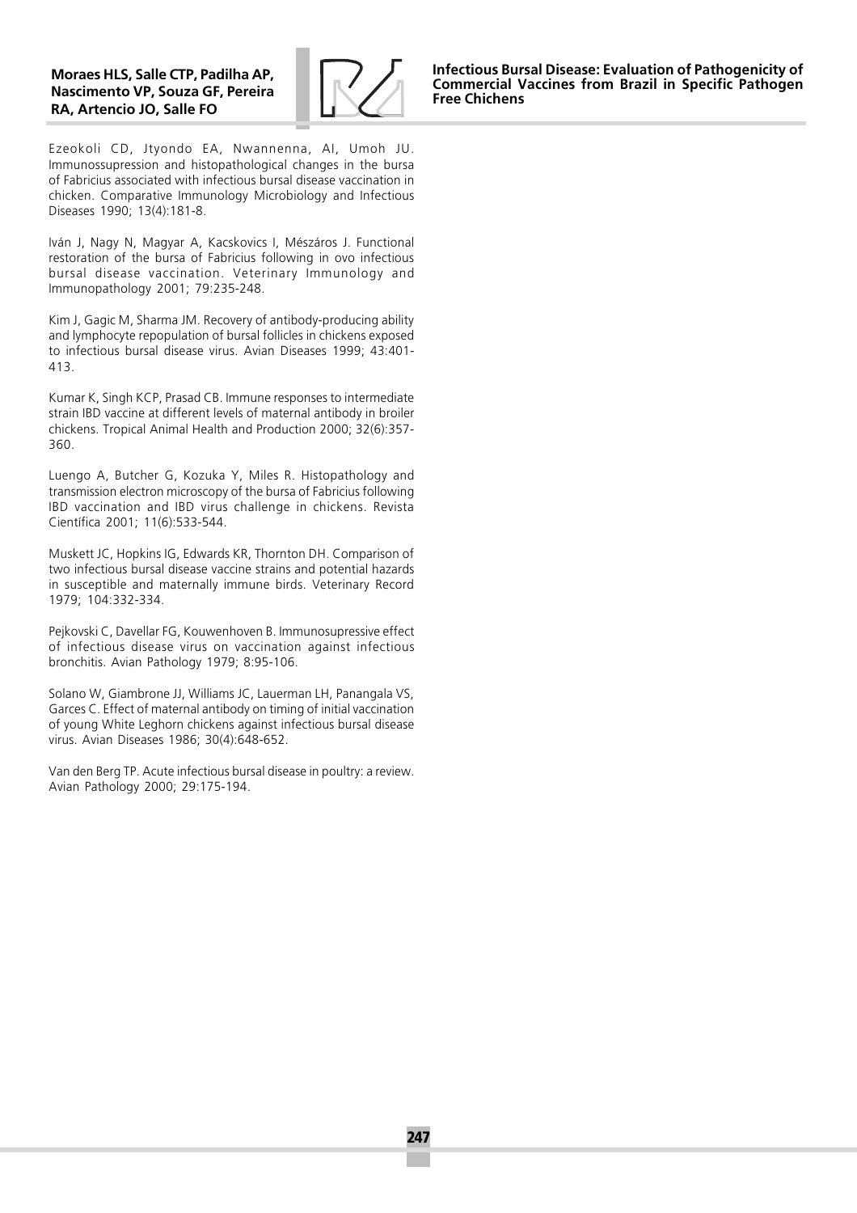Ezeokoli CD, Jtyondo EA, Nwannenna, AI, Umoh JU. Immunossupression and histopathological changes in the bursa of Fabricius associated with infectious bursal disease vaccination in chicken. Comparative Immunology Microbiology and Infectious Diseases 1990; 13(4):181-8.

Iván J, Nagy N, Magyar A, Kacskovics I, Mészáros J. Functional restoration of the bursa of Fabricius following in ovo infectious bursal disease vaccination. Veterinary Immunology and Immunopathology 2001; 79:235-248.

Kim J, Gagic M, Sharma JM. Recovery of antibody-producing ability and lymphocyte repopulation of bursal follicles in chickens exposed to infectious bursal disease virus. Avian Diseases 1999; 43:401-413.

Kumar K, Singh KCP, Prasad CB. Immune responses to intermediate strain IBD vaccine at different levels of maternal antibody in broiler chickens. Tropical Animal Health and Production 2000; 32(6):357-360.

Luengo A, Butcher G, Kozuka Y, Miles R. Histopathology and transmission electron microscopy of the bursa of Fabricius following IBD vaccination and IBD virus challenge in chickens. Revista Científica 2001; 11(6):533-544.

Muskett JC, Hopkins IG, Edwards KR, Thornton DH. Comparison of two infectious bursal disease vaccine strains and potential hazards in susceptible and maternally immune birds. Veterinary Record 1979; 104:332-334.

Pejkovski C, Davellar FG, Kouwenhoven B. Immunosupressive effect of infectious disease virus on vaccination against infectious bronchitis. Avian Pathology 1979; 8:95-106.

Solano W, Giambrone JJ, Williams JC, Lauerman LH, Panangala VS, Garces C. Effect of maternal antibody on timing of initial vaccination of young White Leghorn chickens against infectious bursal disease virus. Avian Diseases 1986; 30(4):648-652.

Van den Berg TP. Acute infectious bursal disease in poultry: a review. Avian Pathology 2000; 29:175-194.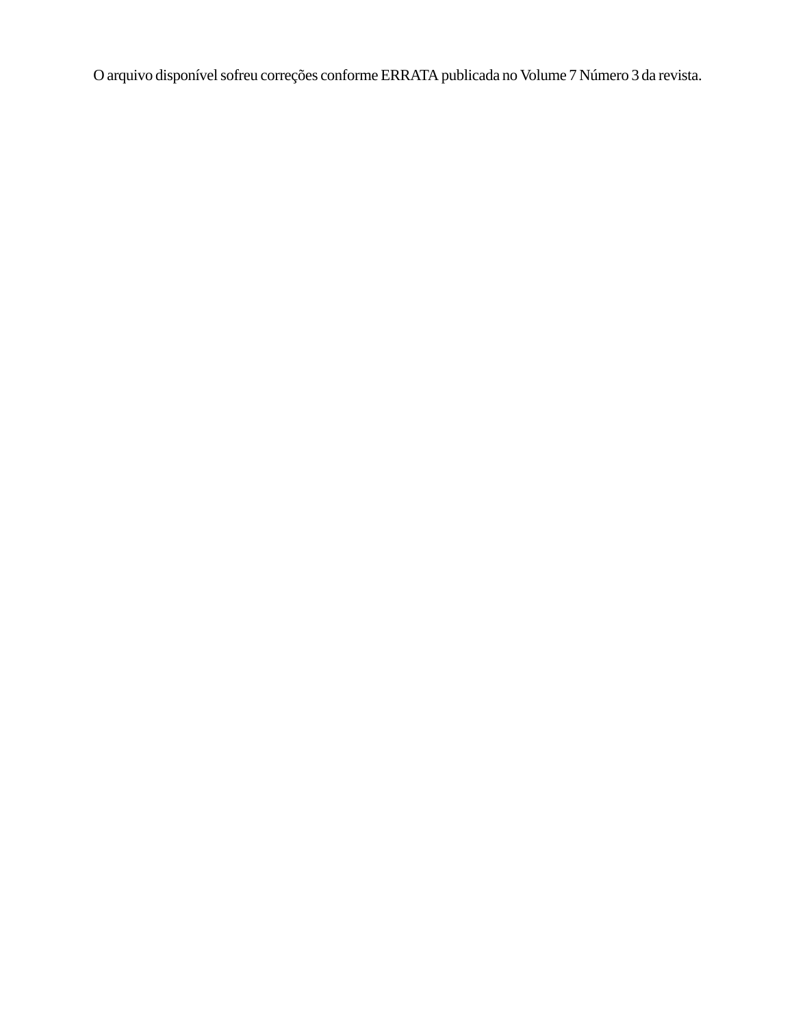O arquivo disponível sofreu correções conforme ERRATA publicada no Volume 7 Número 3 da revista.